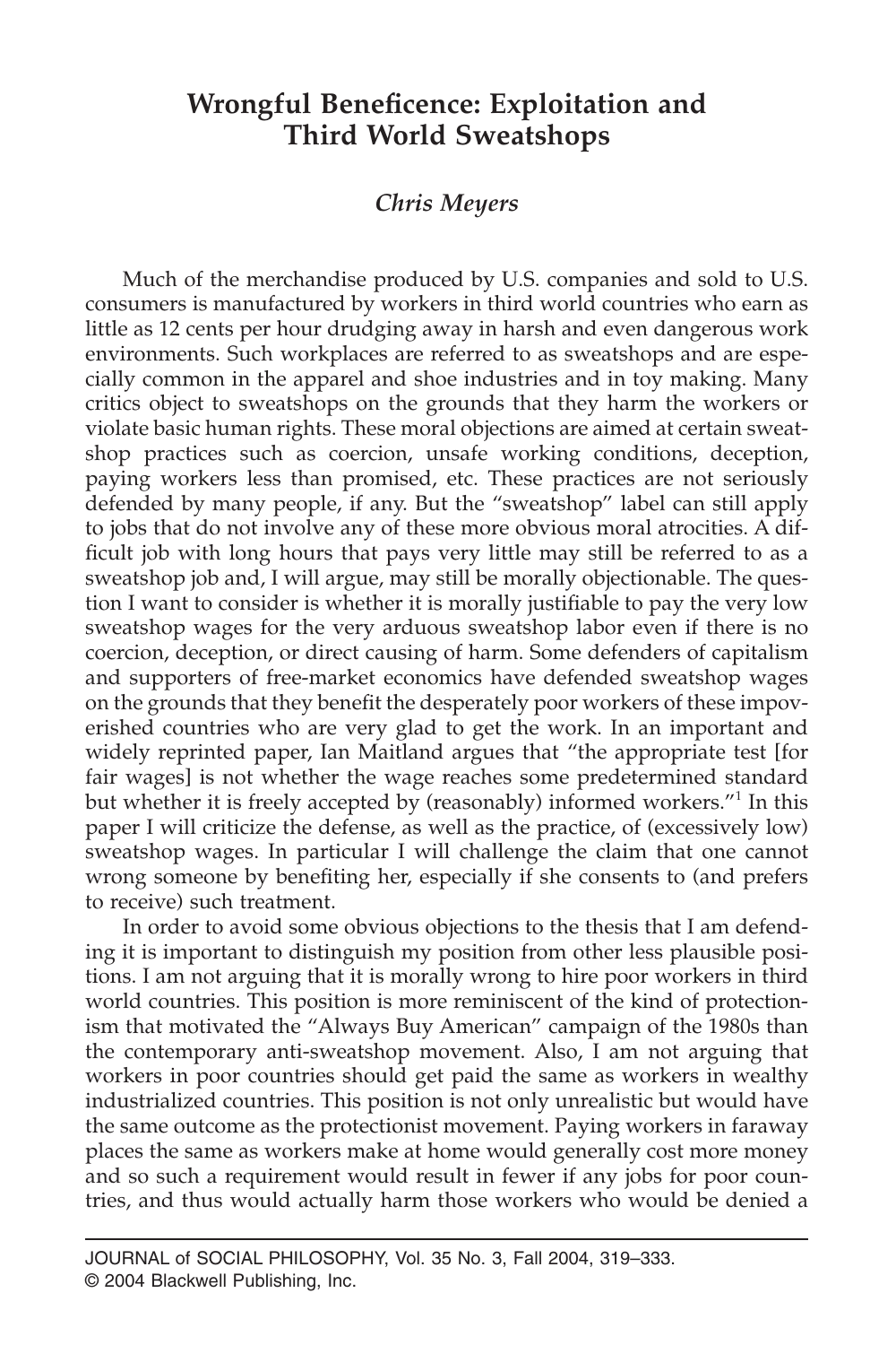# Wrongful Beneficence: Exploitation and Third World Sweatshops

*Chris Meyers*

Much of the merchandise produced by U.S. companies and sold to U.S. consumers is manufactured by workers in third world countries who earn as little as 12 cents per hour drudging away in harsh and even dangerous work environments. Such workplaces are referred to as sweatshops and are especially common in the apparel and shoe industries and in toy making. Many critics object to sweatshops on the grounds that they harm the workers or violate basic human rights. These moral objections are aimed at certain sweatshop practices such as coercion, unsafe working conditions, deception, paying workers less than promised, etc. These practices are not seriously defended by many people, if any. But the "sweatshop" label can still apply to jobs that do not involve any of these more obvious moral atrocities. A difficult job with long hours that pays very little may still be referred to as a sweatshop job and, I will argue, may still be morally objectionable. The question I want to consider is whether it is morally justifiable to pay the very low sweatshop wages for the very arduous sweatshop labor even if there is no coercion, deception, or direct causing of harm. Some defenders of capitalism and supporters of free-market economics have defended sweatshop wages on the grounds that they benefit the desperately poor workers of these impoverished countries who are very glad to get the work. In an important and widely reprinted paper, Ian Maitland argues that "the appropriate test [for fair wages] is not whether the wage reaches some predetermined standard but whether it is freely accepted by (reasonably) informed workers."[1] In this paper I will criticize the defense, as well as the practice, of (excessively low) sweatshop wages. In particular I will challenge the claim that one cannot wrong someone by benefiting her, especially if she consents to (and prefers to receive) such treatment.

In order to avoid some obvious objections to the thesis that I am defending it is important to distinguish my position from other less plausible positions. I am not arguing that it is morally wrong to hire poor workers in third world countries. This position is more reminiscent of the kind of protectionism that motivated the "Always Buy American" campaign of the 1980s than the contemporary anti-sweatshop movement. Also, I am not arguing that workers in poor countries should get paid the same as workers in wealthy industrialized countries. This position is not only unrealistic but would have the same outcome as the protectionist movement. Paying workers in faraway places the same as workers make at home would generally cost more money and so such a requirement would result in fewer if any jobs for poor countries, and thus would actually harm those workers who would be denied a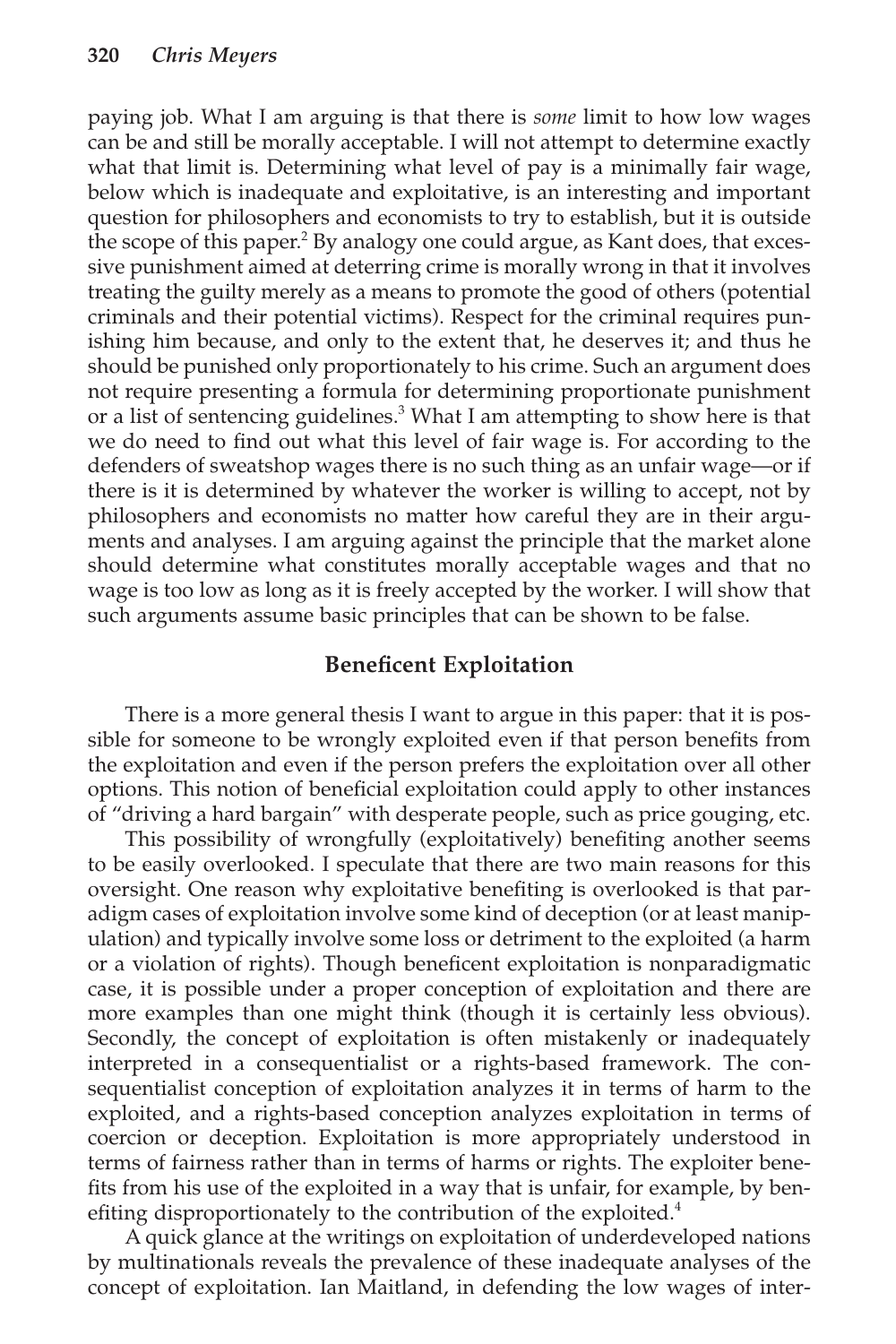paying job. What I am arguing is that there is *some* limit to how low wages can be and still be morally acceptable. I will not attempt to determine exactly what that limit is. Determining what level of pay is a minimally fair wage, below which is inadequate and exploitative, is an interesting and important question for philosophers and economists to try to establish, but it is outside the scope of this paper.[2] By analogy one could argue, as Kant does, that excessive punishment aimed at deterring crime is morally wrong in that it involves treating the guilty merely as a means to promote the good of others (potential criminals and their potential victims). Respect for the criminal requires punishing him because, and only to the extent that, he deserves it; and thus he should be punished only proportionately to his crime. Such an argument does not require presenting a formula for determining proportionate punishment or a list of sentencing guidelines.[3] What I am attempting to show here is that we do need to find out what this level of fair wage is. For according to the defenders of sweatshop wages there is no such thing as an unfair wage—or if there is it is determined by whatever the worker is willing to accept, not by philosophers and economists no matter how careful they are in their arguments and analyses. I am arguing against the principle that the market alone should determine what constitutes morally acceptable wages and that no wage is too low as long as it is freely accepted by the worker. I will show that such arguments assume basic principles that can be shown to be false.

## Beneficent Exploitation

There is a more general thesis I want to argue in this paper: that it is possible for someone to be wrongly exploited even if that person benefits from the exploitation and even if the person prefers the exploitation over all other options. This notion of beneficial exploitation could apply to other instances of "driving a hard bargain" with desperate people, such as price gouging, etc.

This possibility of wrongfully (exploitatively) benefiting another seems to be easily overlooked. I speculate that there are two main reasons for this oversight. One reason why exploitative benefiting is overlooked is that paradigm cases of exploitation involve some kind of deception (or at least manipulation) and typically involve some loss or detriment to the exploited (a harm or a violation of rights). Though beneficent exploitation is nonparadigmatic case, it is possible under a proper conception of exploitation and there are more examples than one might think (though it is certainly less obvious). Secondly, the concept of exploitation is often mistakenly or inadequately interpreted in a consequentialist or a rights-based framework. The consequentialist conception of exploitation analyzes it in terms of harm to the exploited, and a rights-based conception analyzes exploitation in terms of coercion or deception. Exploitation is more appropriately understood in terms of fairness rather than in terms of harms or rights. The exploiter benefits from his use of the exploited in a way that is unfair, for example, by benefiting disproportionately to the contribution of the exploited.[4]

A quick glance at the writings on exploitation of underdeveloped nations by multinationals reveals the prevalence of these inadequate analyses of the concept of exploitation. Ian Maitland, in defending the low wages of inter-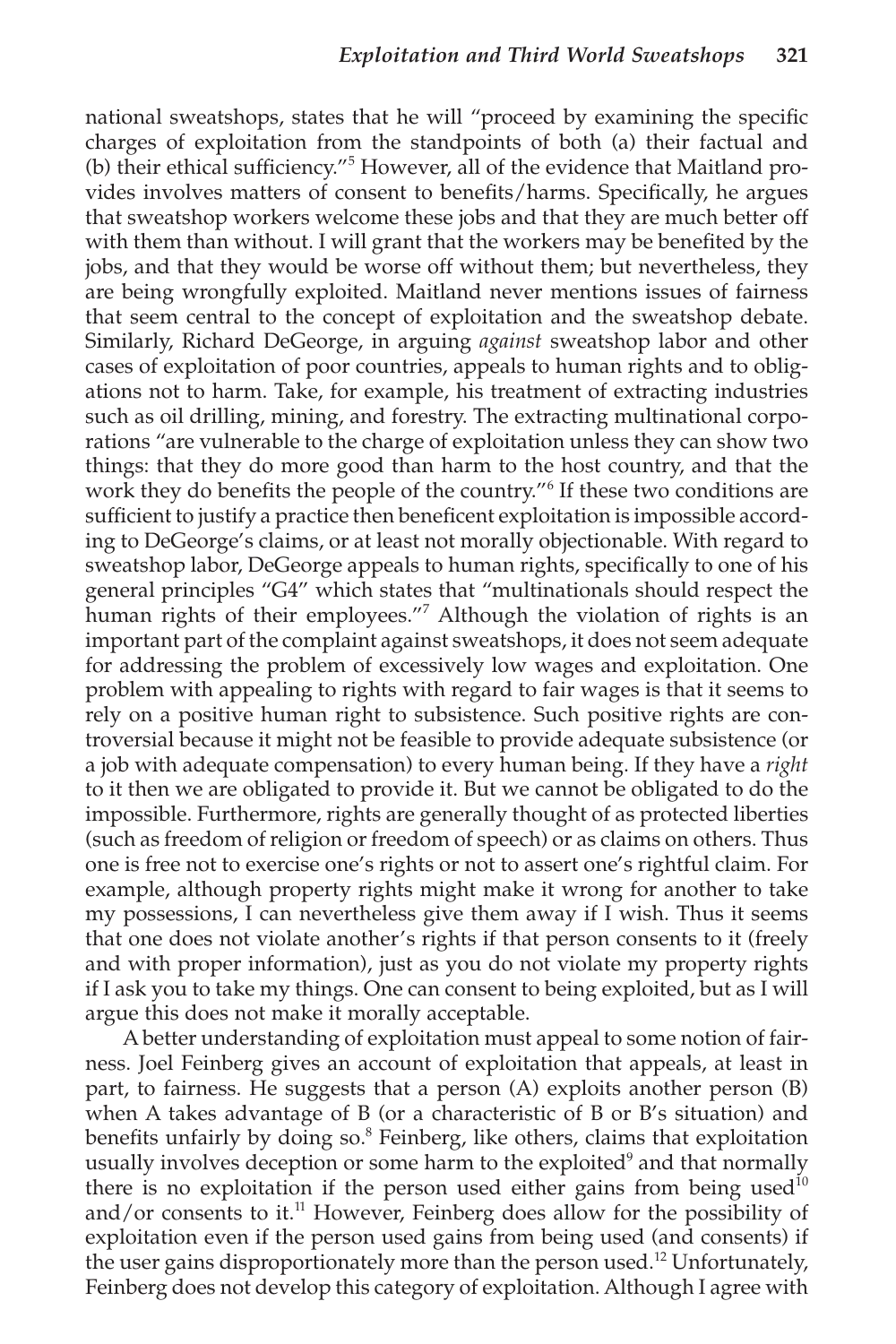national sweatshops, states that he will "proceed by examining the specific charges of exploitation from the standpoints of both (a) their factual and (b) their ethical sufficiency."[5] However, all of the evidence that Maitland provides involves matters of consent to benefits/harms. Specifically, he argues that sweatshop workers welcome these jobs and that they are much better off with them than without. I will grant that the workers may be benefited by the jobs, and that they would be worse off without them; but nevertheless, they are being wrongfully exploited. Maitland never mentions issues of fairness that seem central to the concept of exploitation and the sweatshop debate. Similarly, Richard DeGeorge, in arguing *against* sweatshop labor and other cases of exploitation of poor countries, appeals to human rights and to obligations not to harm. Take, for example, his treatment of extracting industries such as oil drilling, mining, and forestry. The extracting multinational corporations "are vulnerable to the charge of exploitation unless they can show two things: that they do more good than harm to the host country, and that the work they do benefits the people of the country."[6] If these two conditions are sufficient to justify a practice then beneficent exploitation is impossible according to DeGeorge's claims, or at least not morally objectionable. With regard to sweatshop labor, DeGeorge appeals to human rights, specifically to one of his general principles "G4" which states that "multinationals should respect the human rights of their employees."[7] Although the violation of rights is an important part of the complaint against sweatshops, it does not seem adequate for addressing the problem of excessively low wages and exploitation. One problem with appealing to rights with regard to fair wages is that it seems to rely on a positive human right to subsistence. Such positive rights are controversial because it might not be feasible to provide adequate subsistence (or a job with adequate compensation) to every human being. If they have a *right* to it then we are obligated to provide it. But we cannot be obligated to do the impossible. Furthermore, rights are generally thought of as protected liberties (such as freedom of religion or freedom of speech) or as claims on others. Thus one is free not to exercise one's rights or not to assert one's rightful claim. For example, although property rights might make it wrong for another to take my possessions, I can nevertheless give them away if I wish. Thus it seems that one does not violate another's rights if that person consents to it (freely and with proper information), just as you do not violate my property rights if I ask you to take my things. One can consent to being exploited, but as I will argue this does not make it morally acceptable.

A better understanding of exploitation must appeal to some notion of fairness. Joel Feinberg gives an account of exploitation that appeals, at least in part, to fairness. He suggests that a person (A) exploits another person (B) when A takes advantage of B (or a characteristic of B or B's situation) and benefits unfairly by doing so.[8] Feinberg, like others, claims that exploitation usually involves deception or some harm to the exploited[9] and that normally there is no exploitation if the person used either gains from being used[10] and/or consents to it.[11] However, Feinberg does allow for the possibility of exploitation even if the person used gains from being used (and consents) if the user gains disproportionately more than the person used.[12] Unfortunately, Feinberg does not develop this category of exploitation. Although I agree with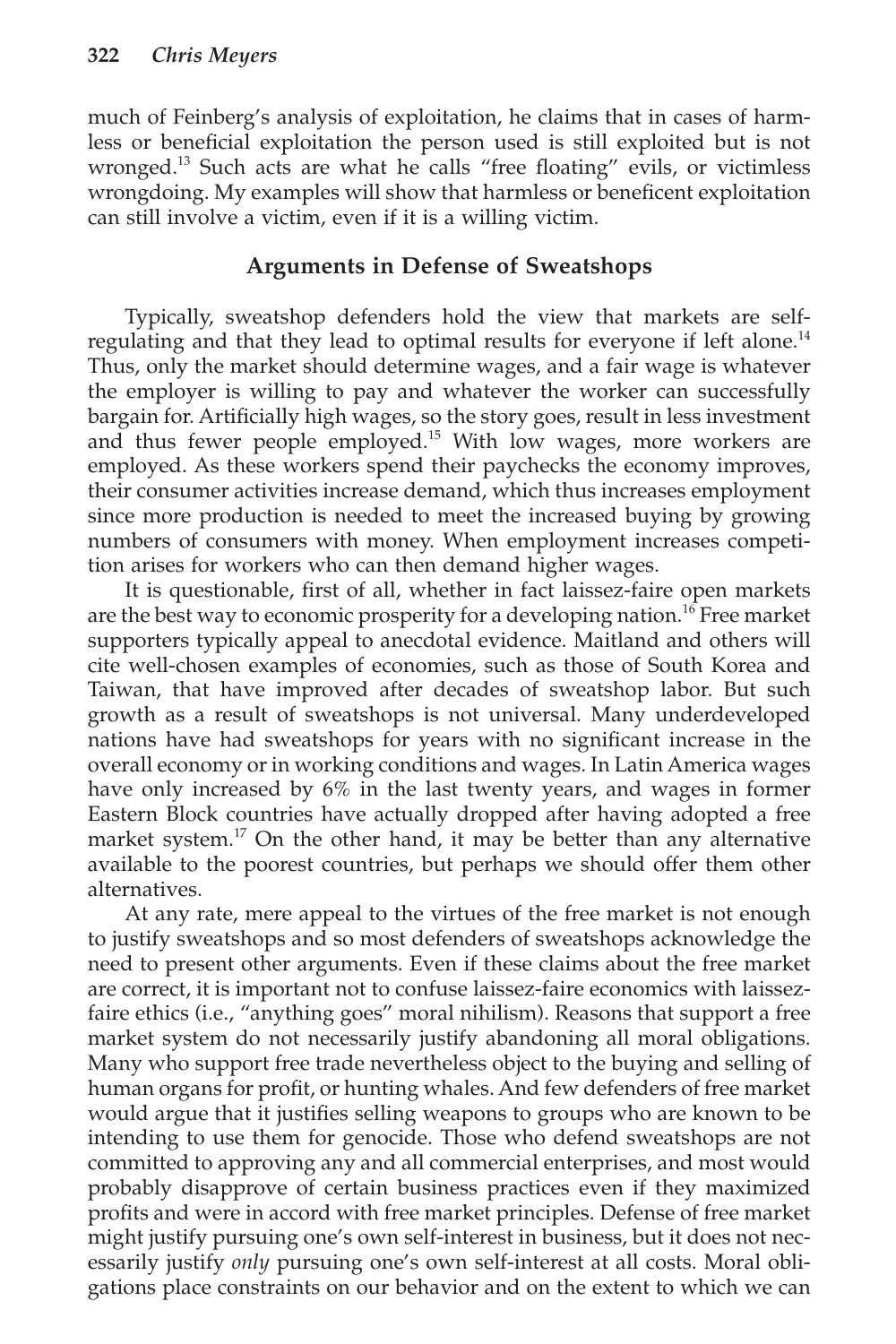much of Feinberg's analysis of exploitation, he claims that in cases of harmless or beneficial exploitation the person used is still exploited but is not wronged.[13] Such acts are what he calls "free floating" evils, or victimless wrongdoing. My examples will show that harmless or beneficent exploitation can still involve a victim, even if it is a willing victim.

## Arguments in Defense of Sweatshops

Typically, sweatshop defenders hold the view that markets are self-regulating and that they lead to optimal results for everyone if left alone.[14] Thus, only the market should determine wages, and a fair wage is whatever the employer is willing to pay and whatever the worker can successfully bargain for. Artificially high wages, so the story goes, result in less investment and thus fewer people employed.[15] With low wages, more workers are employed. As these workers spend their paychecks the economy improves, their consumer activities increase demand, which thus increases employment since more production is needed to meet the increased buying by growing numbers of consumers with money. When employment increases competition arises for workers who can then demand higher wages.

It is questionable, first of all, whether in fact laissez-faire open markets are the best way to economic prosperity for a developing nation.[16] Free market supporters typically appeal to anecdotal evidence. Maitland and others will cite well-chosen examples of economies, such as those of South Korea and Taiwan, that have improved after decades of sweatshop labor. But such growth as a result of sweatshops is not universal. Many underdeveloped nations have had sweatshops for years with no significant increase in the overall economy or in working conditions and wages. In Latin America wages have only increased by 6% in the last twenty years, and wages in former Eastern Block countries have actually dropped after having adopted a free market system.[17] On the other hand, it may be better than any alternative available to the poorest countries, but perhaps we should offer them other alternatives.

At any rate, mere appeal to the virtues of the free market is not enough to justify sweatshops and so most defenders of sweatshops acknowledge the need to present other arguments. Even if these claims about the free market are correct, it is important not to confuse laissez-faire economics with laissez-faire ethics (i.e., "anything goes" moral nihilism). Reasons that support a free market system do not necessarily justify abandoning all moral obligations. Many who support free trade nevertheless object to the buying and selling of human organs for profit, or hunting whales. And few defenders of free market would argue that it justifies selling weapons to groups who are known to be intending to use them for genocide. Those who defend sweatshops are not committed to approving any and all commercial enterprises, and most would probably disapprove of certain business practices even if they maximized profits and were in accord with free market principles. Defense of free market might justify pursuing one's own self-interest in business, but it does not necessarily justify *only* pursuing one's own self-interest at all costs. Moral obligations place constraints on our behavior and on the extent to which we can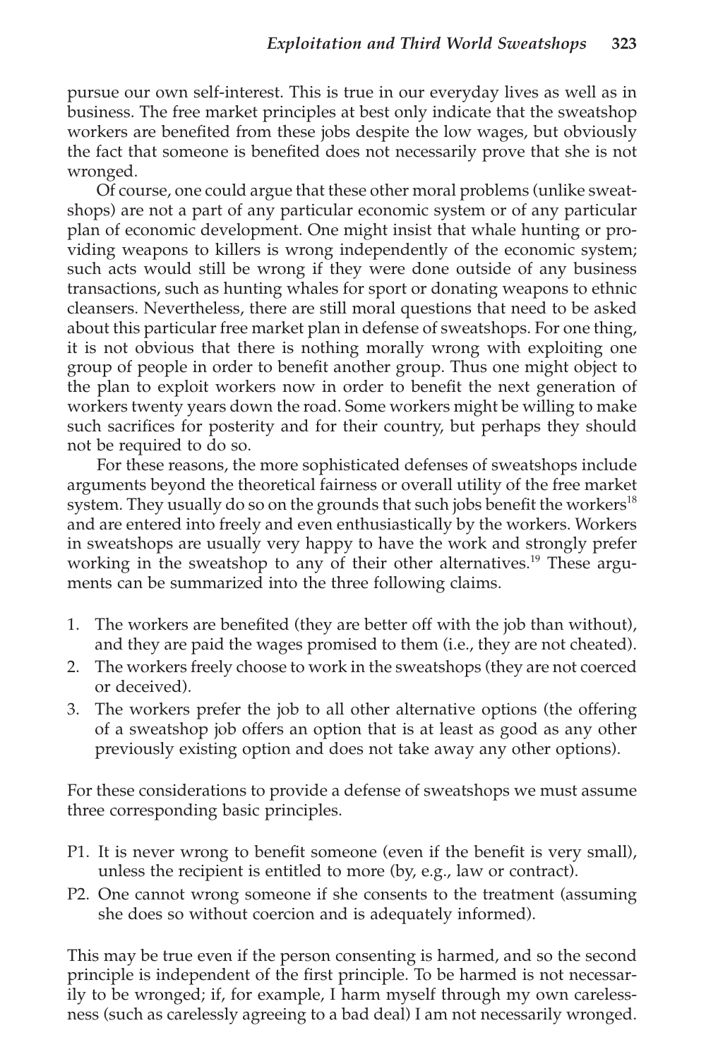pursue our own self-interest. This is true in our everyday lives as well as in business. The free market principles at best only indicate that the sweatshop workers are benefited from these jobs despite the low wages, but obviously the fact that someone is benefited does not necessarily prove that she is not wronged.

Of course, one could argue that these other moral problems (unlike sweatshops) are not a part of any particular economic system or of any particular plan of economic development. One might insist that whale hunting or providing weapons to killers is wrong independently of the economic system; such acts would still be wrong if they were done outside of any business transactions, such as hunting whales for sport or donating weapons to ethnic cleansers. Nevertheless, there are still moral questions that need to be asked about this particular free market plan in defense of sweatshops. For one thing, it is not obvious that there is nothing morally wrong with exploiting one group of people in order to benefit another group. Thus one might object to the plan to exploit workers now in order to benefit the next generation of workers twenty years down the road. Some workers might be willing to make such sacrifices for posterity and for their country, but perhaps they should not be required to do so.

For these reasons, the more sophisticated defenses of sweatshops include arguments beyond the theoretical fairness or overall utility of the free market system. They usually do so on the grounds that such jobs benefit the workers[18] and are entered into freely and even enthusiastically by the workers. Workers in sweatshops are usually very happy to have the work and strongly prefer working in the sweatshop to any of their other alternatives.[19] These arguments can be summarized into the three following claims.

1. The workers are benefited (they are better off with the job than without), and they are paid the wages promised to them (i.e., they are not cheated).
2. The workers freely choose to work in the sweatshops (they are not coerced or deceived).
3. The workers prefer the job to all other alternative options (the offering of a sweatshop job offers an option that is at least as good as any other previously existing option and does not take away any other options).

For these considerations to provide a defense of sweatshops we must assume three corresponding basic principles.

- P1. It is never wrong to benefit someone (even if the benefit is very small), unless the recipient is entitled to more (by, e.g., law or contract).
- P2. One cannot wrong someone if she consents to the treatment (assuming she does so without coercion and is adequately informed).

This may be true even if the person consenting is harmed, and so the second principle is independent of the first principle. To be harmed is not necessarily to be wronged; if, for example, I harm myself through my own carelessness (such as carelessly agreeing to a bad deal) I am not necessarily wronged.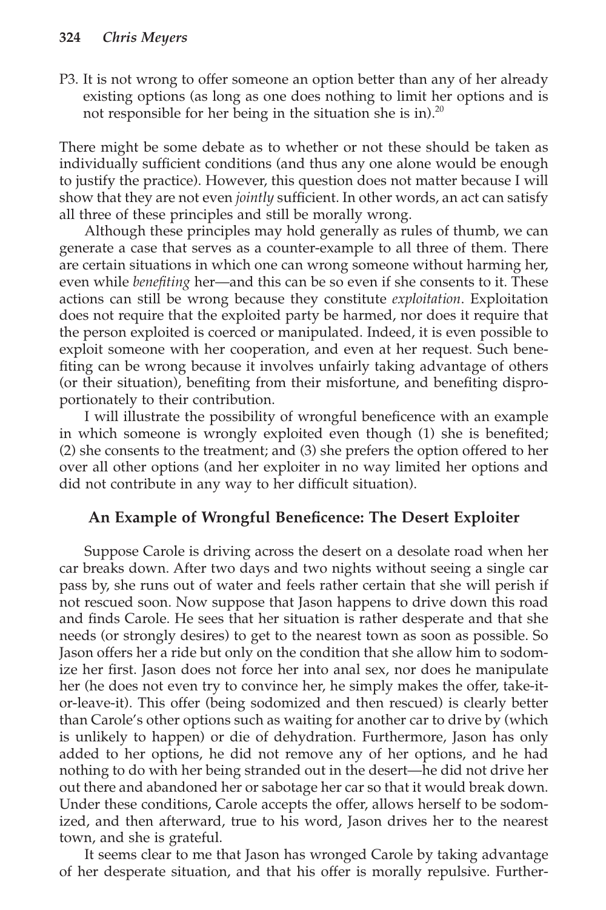P3. It is not wrong to offer someone an option better than any of her already existing options (as long as one does nothing to limit her options and is not responsible for her being in the situation she is in).[20]

There might be some debate as to whether or not these should be taken as individually sufficient conditions (and thus any one alone would be enough to justify the practice). However, this question does not matter because I will show that they are not even *jointly* sufficient. In other words, an act can satisfy all three of these principles and still be morally wrong.

Although these principles may hold generally as rules of thumb, we can generate a case that serves as a counter-example to all three of them. There are certain situations in which one can wrong someone without harming her, even while *benefiting* her—and this can be so even if she consents to it. These actions can still be wrong because they constitute *exploitation*. Exploitation does not require that the exploited party be harmed, nor does it require that the person exploited is coerced or manipulated. Indeed, it is even possible to exploit someone with her cooperation, and even at her request. Such benefiting can be wrong because it involves unfairly taking advantage of others (or their situation), benefiting from their misfortune, and benefiting disproportionately to their contribution.

I will illustrate the possibility of wrongful beneficence with an example in which someone is wrongly exploited even though (1) she is benefited; (2) she consents to the treatment; and (3) she prefers the option offered to her over all other options (and her exploiter in no way limited her options and did not contribute in any way to her difficult situation).

## An Example of Wrongful Beneficence: The Desert Exploiter

Suppose Carole is driving across the desert on a desolate road when her car breaks down. After two days and two nights without seeing a single car pass by, she runs out of water and feels rather certain that she will perish if not rescued soon. Now suppose that Jason happens to drive down this road and finds Carole. He sees that her situation is rather desperate and that she needs (or strongly desires) to get to the nearest town as soon as possible. So Jason offers her a ride but only on the condition that she allow him to sodomize her first. Jason does not force her into anal sex, nor does he manipulate her (he does not even try to convince her, he simply makes the offer, take-it-or-leave-it). This offer (being sodomized and then rescued) is clearly better than Carole's other options such as waiting for another car to drive by (which is unlikely to happen) or die of dehydration. Furthermore, Jason has only added to her options, he did not remove any of her options, and he had nothing to do with her being stranded out in the desert—he did not drive her out there and abandoned her or sabotage her car so that it would break down. Under these conditions, Carole accepts the offer, allows herself to be sodomized, and then afterward, true to his word, Jason drives her to the nearest town, and she is grateful.

It seems clear to me that Jason has wronged Carole by taking advantage of her desperate situation, and that his offer is morally repulsive. Further-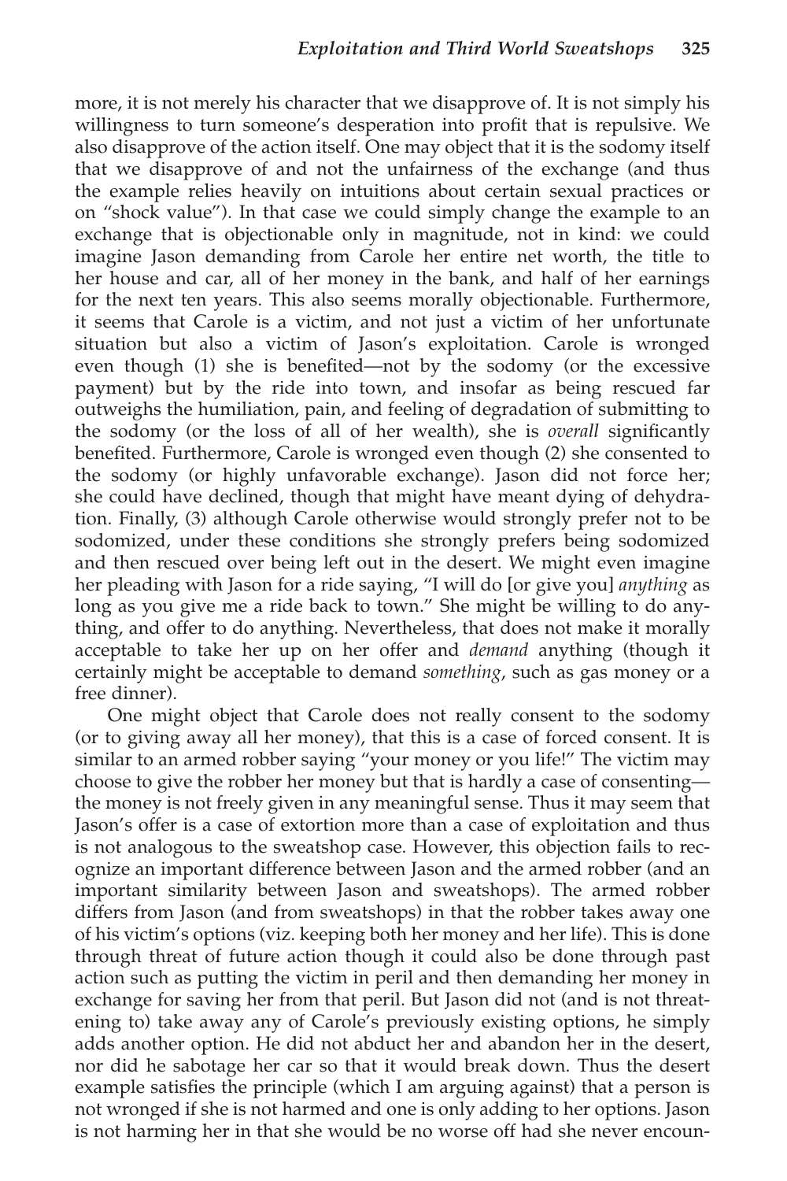more, it is not merely his character that we disapprove of. It is not simply his willingness to turn someone's desperation into profit that is repulsive. We also disapprove of the action itself. One may object that it is the sodomy itself that we disapprove of and not the unfairness of the exchange (and thus the example relies heavily on intuitions about certain sexual practices or on "shock value"). In that case we could simply change the example to an exchange that is objectionable only in magnitude, not in kind: we could imagine Jason demanding from Carole her entire net worth, the title to her house and car, all of her money in the bank, and half of her earnings for the next ten years. This also seems morally objectionable. Furthermore, it seems that Carole is a victim, and not just a victim of her unfortunate situation but also a victim of Jason's exploitation. Carole is wronged even though (1) she is benefited—not by the sodomy (or the excessive payment) but by the ride into town, and insofar as being rescued far outweighs the humiliation, pain, and feeling of degradation of submitting to the sodomy (or the loss of all of her wealth), she is *overall* significantly benefited. Furthermore, Carole is wronged even though (2) she consented to the sodomy (or highly unfavorable exchange). Jason did not force her; she could have declined, though that might have meant dying of dehydration. Finally, (3) although Carole otherwise would strongly prefer not to be sodomized, under these conditions she strongly prefers being sodomized and then rescued over being left out in the desert. We might even imagine her pleading with Jason for a ride saying, "I will do [or give you] *anything* as long as you give me a ride back to town." She might be willing to do anything, and offer to do anything. Nevertheless, that does not make it morally acceptable to take her up on her offer and *demand* anything (though it certainly might be acceptable to demand *something*, such as gas money or a free dinner).

One might object that Carole does not really consent to the sodomy (or to giving away all her money), that this is a case of forced consent. It is similar to an armed robber saying "your money or you life!" The victim may choose to give the robber her money but that is hardly a case of consenting—the money is not freely given in any meaningful sense. Thus it may seem that Jason's offer is a case of extortion more than a case of exploitation and thus is not analogous to the sweatshop case. However, this objection fails to recognize an important difference between Jason and the armed robber (and an important similarity between Jason and sweatshops). The armed robber differs from Jason (and from sweatshops) in that the robber takes away one of his victim's options (viz. keeping both her money and her life). This is done through threat of future action though it could also be done through past action such as putting the victim in peril and then demanding her money in exchange for saving her from that peril. But Jason did not (and is not threatening to) take away any of Carole's previously existing options, he simply adds another option. He did not abduct her and abandon her in the desert, nor did he sabotage her car so that it would break down. Thus the desert example satisfies the principle (which I am arguing against) that a person is not wronged if she is not harmed and one is only adding to her options. Jason is not harming her in that she would be no worse off had she never encoun-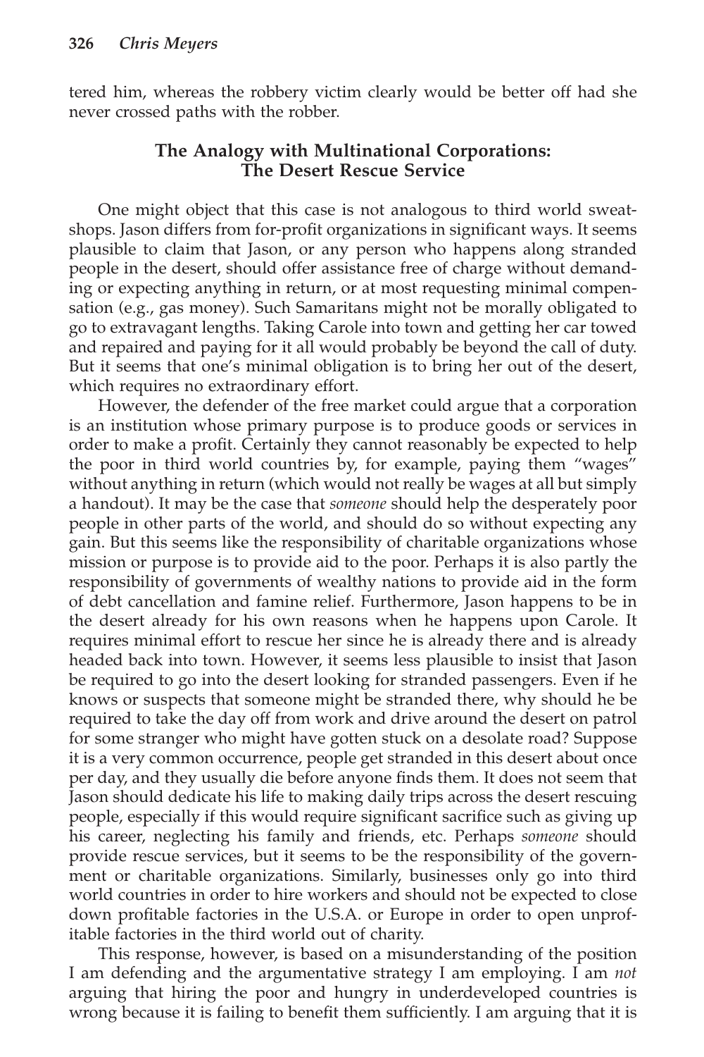tered him, whereas the robbery victim clearly would be better off had she never crossed paths with the robber.

## The Analogy with Multinational Corporations: The Desert Rescue Service

One might object that this case is not analogous to third world sweatshops. Jason differs from for-profit organizations in significant ways. It seems plausible to claim that Jason, or any person who happens along stranded people in the desert, should offer assistance free of charge without demanding or expecting anything in return, or at most requesting minimal compensation (e.g., gas money). Such Samaritans might not be morally obligated to go to extravagant lengths. Taking Carole into town and getting her car towed and repaired and paying for it all would probably be beyond the call of duty. But it seems that one's minimal obligation is to bring her out of the desert, which requires no extraordinary effort.

However, the defender of the free market could argue that a corporation is an institution whose primary purpose is to produce goods or services in order to make a profit. Certainly they cannot reasonably be expected to help the poor in third world countries by, for example, paying them "wages" without anything in return (which would not really be wages at all but simply a handout). It may be the case that *someone* should help the desperately poor people in other parts of the world, and should do so without expecting any gain. But this seems like the responsibility of charitable organizations whose mission or purpose is to provide aid to the poor. Perhaps it is also partly the responsibility of governments of wealthy nations to provide aid in the form of debt cancellation and famine relief. Furthermore, Jason happens to be in the desert already for his own reasons when he happens upon Carole. It requires minimal effort to rescue her since he is already there and is already headed back into town. However, it seems less plausible to insist that Jason be required to go into the desert looking for stranded passengers. Even if he knows or suspects that someone might be stranded there, why should he be required to take the day off from work and drive around the desert on patrol for some stranger who might have gotten stuck on a desolate road? Suppose it is a very common occurrence, people get stranded in this desert about once per day, and they usually die before anyone finds them. It does not seem that Jason should dedicate his life to making daily trips across the desert rescuing people, especially if this would require significant sacrifice such as giving up his career, neglecting his family and friends, etc. Perhaps *someone* should provide rescue services, but it seems to be the responsibility of the government or charitable organizations. Similarly, businesses only go into third world countries in order to hire workers and should not be expected to close down profitable factories in the U.S.A. or Europe in order to open unprofitable factories in the third world out of charity.

This response, however, is based on a misunderstanding of the position I am defending and the argumentative strategy I am employing. I am *not* arguing that hiring the poor and hungry in underdeveloped countries is wrong because it is failing to benefit them sufficiently. I am arguing that it is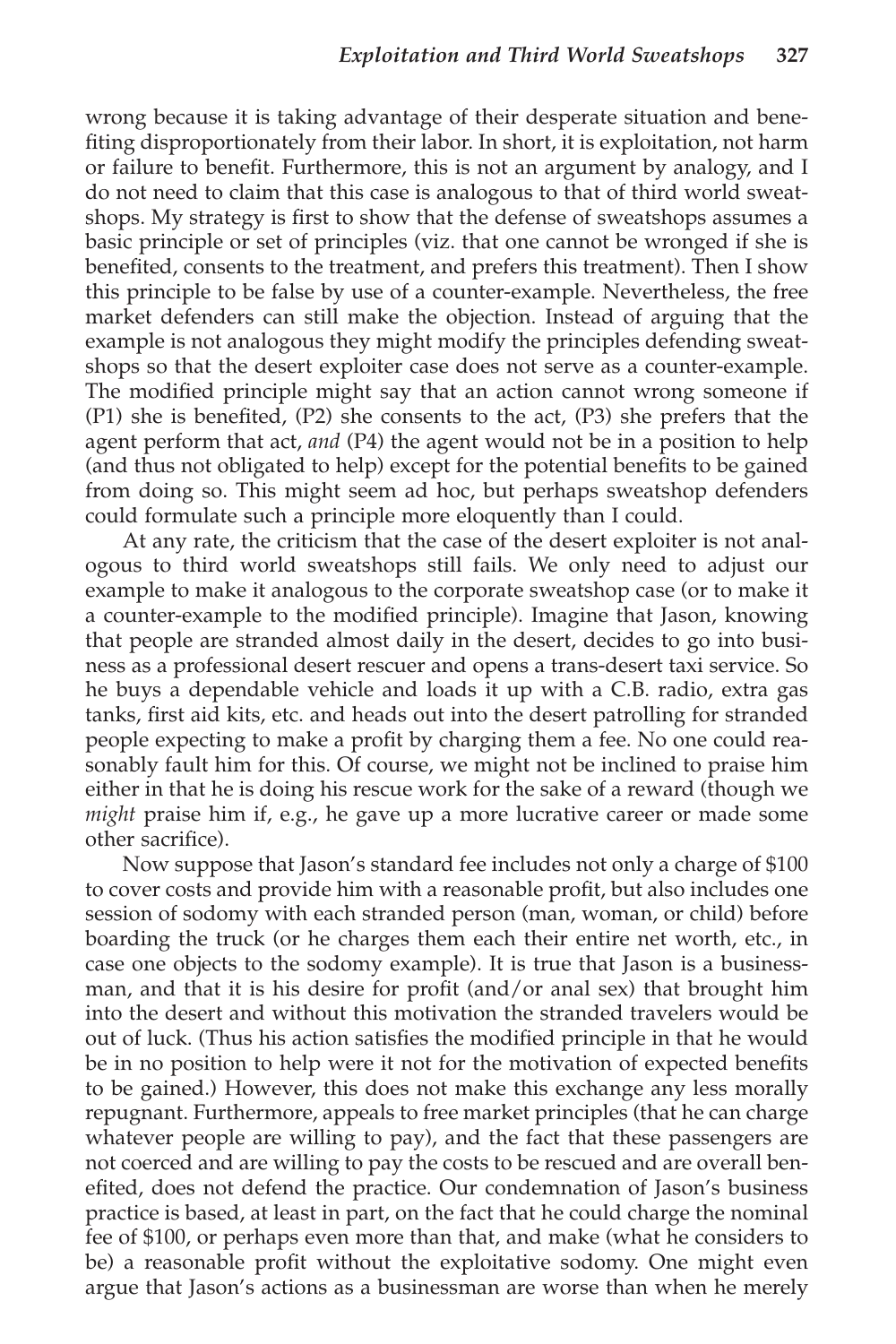wrong because it is taking advantage of their desperate situation and benefiting disproportionately from their labor. In short, it is exploitation, not harm or failure to benefit. Furthermore, this is not an argument by analogy, and I do not need to claim that this case is analogous to that of third world sweatshops. My strategy is first to show that the defense of sweatshops assumes a basic principle or set of principles (viz. that one cannot be wronged if she is benefited, consents to the treatment, and prefers this treatment). Then I show this principle to be false by use of a counter-example. Nevertheless, the free market defenders can still make the objection. Instead of arguing that the example is not analogous they might modify the principles defending sweatshops so that the desert exploiter case does not serve as a counter-example. The modified principle might say that an action cannot wrong someone if (P1) she is benefited, (P2) she consents to the act, (P3) she prefers that the agent perform that act, *and* (P4) the agent would not be in a position to help (and thus not obligated to help) except for the potential benefits to be gained from doing so. This might seem ad hoc, but perhaps sweatshop defenders could formulate such a principle more eloquently than I could.

At any rate, the criticism that the case of the desert exploiter is not analogous to third world sweatshops still fails. We only need to adjust our example to make it analogous to the corporate sweatshop case (or to make it a counter-example to the modified principle). Imagine that Jason, knowing that people are stranded almost daily in the desert, decides to go into business as a professional desert rescuer and opens a trans-desert taxi service. So he buys a dependable vehicle and loads it up with a C.B. radio, extra gas tanks, first aid kits, etc. and heads out into the desert patrolling for stranded people expecting to make a profit by charging them a fee. No one could reasonably fault him for this. Of course, we might not be inclined to praise him either in that he is doing his rescue work for the sake of a reward (though we *might* praise him if, e.g., he gave up a more lucrative career or made some other sacrifice).

Now suppose that Jason's standard fee includes not only a charge of $100 to cover costs and provide him with a reasonable profit, but also includes one session of sodomy with each stranded person (man, woman, or child) before boarding the truck (or he charges them each their entire net worth, etc., in case one objects to the sodomy example). It is true that Jason is a businessman, and that it is his desire for profit (and/or anal sex) that brought him into the desert and without this motivation the stranded travelers would be out of luck. (Thus his action satisfies the modified principle in that he would be in no position to help were it not for the motivation of expected benefits to be gained.) However, this does not make this exchange any less morally repugnant. Furthermore, appeals to free market principles (that he can charge whatever people are willing to pay), and the fact that these passengers are not coerced and are willing to pay the costs to be rescued and are overall benefited, does not defend the practice. Our condemnation of Jason's business practice is based, at least in part, on the fact that he could charge the nominal fee of $100, or perhaps even more than that, and make (what he considers to be) a reasonable profit without the exploitative sodomy. One might even argue that Jason's actions as a businessman are worse than when he merely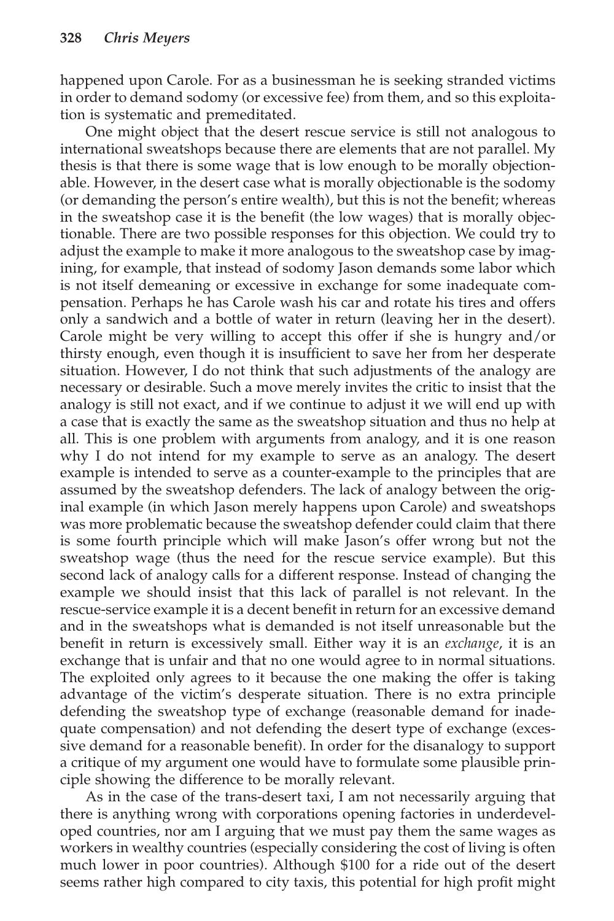happened upon Carole. For as a businessman he is seeking stranded victims in order to demand sodomy (or excessive fee) from them, and so this exploitation is systematic and premeditated.

One might object that the desert rescue service is still not analogous to international sweatshops because there are elements that are not parallel. My thesis is that there is some wage that is low enough to be morally objectionable. However, in the desert case what is morally objectionable is the sodomy (or demanding the person's entire wealth), but this is not the benefit; whereas in the sweatshop case it is the benefit (the low wages) that is morally objectionable. There are two possible responses for this objection. We could try to adjust the example to make it more analogous to the sweatshop case by imagining, for example, that instead of sodomy Jason demands some labor which is not itself demeaning or excessive in exchange for some inadequate compensation. Perhaps he has Carole wash his car and rotate his tires and offers only a sandwich and a bottle of water in return (leaving her in the desert). Carole might be very willing to accept this offer if she is hungry and/or thirsty enough, even though it is insufficient to save her from her desperate situation. However, I do not think that such adjustments of the analogy are necessary or desirable. Such a move merely invites the critic to insist that the analogy is still not exact, and if we continue to adjust it we will end up with a case that is exactly the same as the sweatshop situation and thus no help at all. This is one problem with arguments from analogy, and it is one reason why I do not intend for my example to serve as an analogy. The desert example is intended to serve as a counter-example to the principles that are assumed by the sweatshop defenders. The lack of analogy between the original example (in which Jason merely happens upon Carole) and sweatshops was more problematic because the sweatshop defender could claim that there is some fourth principle which will make Jason's offer wrong but not the sweatshop wage (thus the need for the rescue service example). But this second lack of analogy calls for a different response. Instead of changing the example we should insist that this lack of parallel is not relevant. In the rescue-service example it is a decent benefit in return for an excessive demand and in the sweatshops what is demanded is not itself unreasonable but the benefit in return is excessively small. Either way it is an *exchange*, it is an exchange that is unfair and that no one would agree to in normal situations. The exploited only agrees to it because the one making the offer is taking advantage of the victim's desperate situation. There is no extra principle defending the sweatshop type of exchange (reasonable demand for inadequate compensation) and not defending the desert type of exchange (excessive demand for a reasonable benefit). In order for the disanalogy to support a critique of my argument one would have to formulate some plausible principle showing the difference to be morally relevant.

As in the case of the trans-desert taxi, I am not necessarily arguing that there is anything wrong with corporations opening factories in underdeveloped countries, nor am I arguing that we must pay them the same wages as workers in wealthy countries (especially considering the cost of living is often much lower in poor countries). Although $100 for a ride out of the desert seems rather high compared to city taxis, this potential for high profit might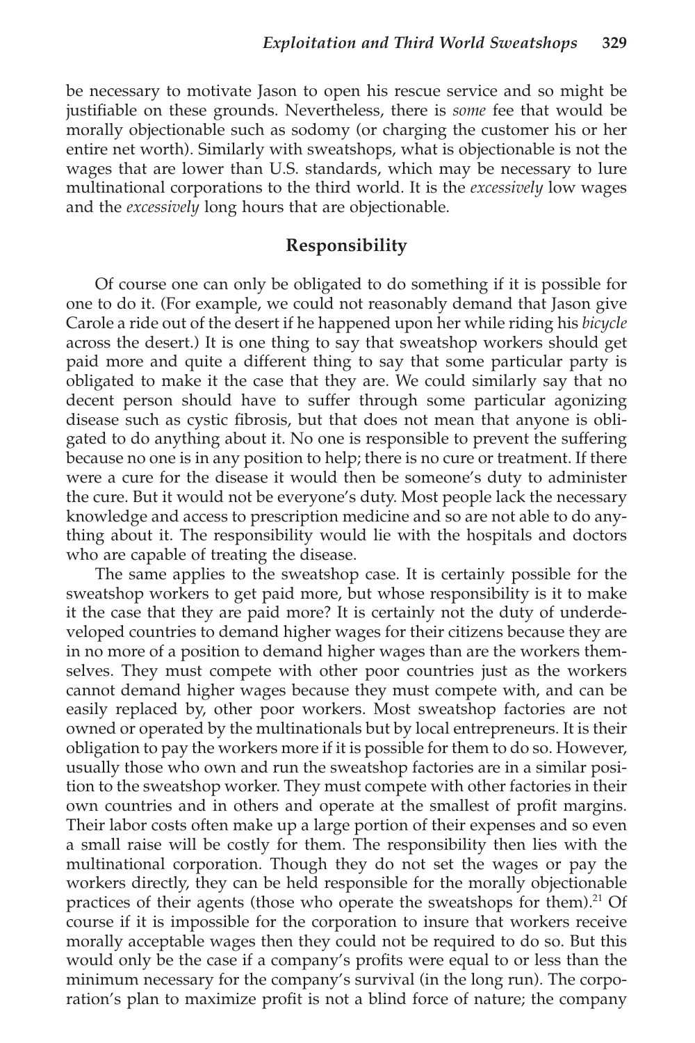be necessary to motivate Jason to open his rescue service and so might be justifiable on these grounds. Nevertheless, there is *some* fee that would be morally objectionable such as sodomy (or charging the customer his or her entire net worth). Similarly with sweatshops, what is objectionable is not the wages that are lower than U.S. standards, which may be necessary to lure multinational corporations to the third world. It is the *excessively* low wages and the *excessively* long hours that are objectionable.

## Responsibility

Of course one can only be obligated to do something if it is possible for one to do it. (For example, we could not reasonably demand that Jason give Carole a ride out of the desert if he happened upon her while riding his *bicycle* across the desert.) It is one thing to say that sweatshop workers should get paid more and quite a different thing to say that some particular party is obligated to make it the case that they are. We could similarly say that no decent person should have to suffer through some particular agonizing disease such as cystic fibrosis, but that does not mean that anyone is obligated to do anything about it. No one is responsible to prevent the suffering because no one is in any position to help; there is no cure or treatment. If there were a cure for the disease it would then be someone's duty to administer the cure. But it would not be everyone's duty. Most people lack the necessary knowledge and access to prescription medicine and so are not able to do anything about it. The responsibility would lie with the hospitals and doctors who are capable of treating the disease.

The same applies to the sweatshop case. It is certainly possible for the sweatshop workers to get paid more, but whose responsibility is it to make it the case that they are paid more? It is certainly not the duty of underdeveloped countries to demand higher wages for their citizens because they are in no more of a position to demand higher wages than are the workers themselves. They must compete with other poor countries just as the workers cannot demand higher wages because they must compete with, and can be easily replaced by, other poor workers. Most sweatshop factories are not owned or operated by the multinationals but by local entrepreneurs. It is their obligation to pay the workers more if it is possible for them to do so. However, usually those who own and run the sweatshop factories are in a similar position to the sweatshop worker. They must compete with other factories in their own countries and in others and operate at the smallest of profit margins. Their labor costs often make up a large portion of their expenses and so even a small raise will be costly for them. The responsibility then lies with the multinational corporation. Though they do not set the wages or pay the workers directly, they can be held responsible for the morally objectionable practices of their agents (those who operate the sweatshops for them).[21] Of course if it is impossible for the corporation to insure that workers receive morally acceptable wages then they could not be required to do so. But this would only be the case if a company's profits were equal to or less than the minimum necessary for the company's survival (in the long run). The corporation's plan to maximize profit is not a blind force of nature; the company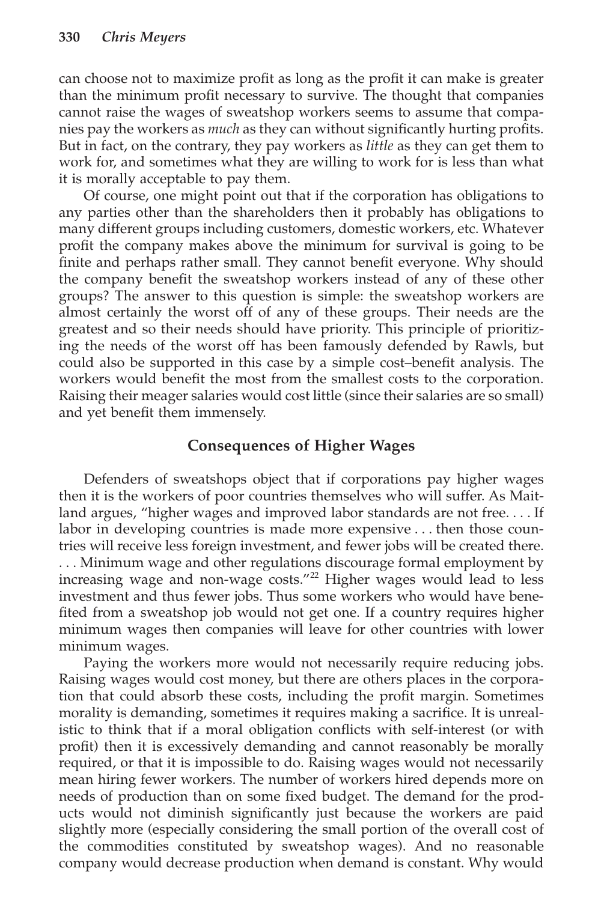can choose not to maximize profit as long as the profit it can make is greater than the minimum profit necessary to survive. The thought that companies cannot raise the wages of sweatshop workers seems to assume that companies pay the workers as *much* as they can without significantly hurting profits. But in fact, on the contrary, they pay workers as *little* as they can get them to work for, and sometimes what they are willing to work for is less than what it is morally acceptable to pay them.

Of course, one might point out that if the corporation has obligations to any parties other than the shareholders then it probably has obligations to many different groups including customers, domestic workers, etc. Whatever profit the company makes above the minimum for survival is going to be finite and perhaps rather small. They cannot benefit everyone. Why should the company benefit the sweatshop workers instead of any of these other groups? The answer to this question is simple: the sweatshop workers are almost certainly the worst off of any of these groups. Their needs are the greatest and so their needs should have priority. This principle of prioritizing the needs of the worst off has been famously defended by Rawls, but could also be supported in this case by a simple cost–benefit analysis. The workers would benefit the most from the smallest costs to the corporation. Raising their meager salaries would cost little (since their salaries are so small) and yet benefit them immensely.

## Consequences of Higher Wages

Defenders of sweatshops object that if corporations pay higher wages then it is the workers of poor countries themselves who will suffer. As Maitland argues, "higher wages and improved labor standards are not free. . . . If labor in developing countries is made more expensive . . . then those countries will receive less foreign investment, and fewer jobs will be created there. . . . Minimum wage and other regulations discourage formal employment by increasing wage and non-wage costs."[22] Higher wages would lead to less investment and thus fewer jobs. Thus some workers who would have benefited from a sweatshop job would not get one. If a country requires higher minimum wages then companies will leave for other countries with lower minimum wages.

Paying the workers more would not necessarily require reducing jobs. Raising wages would cost money, but there are others places in the corporation that could absorb these costs, including the profit margin. Sometimes morality is demanding, sometimes it requires making a sacrifice. It is unrealistic to think that if a moral obligation conflicts with self-interest (or with profit) then it is excessively demanding and cannot reasonably be morally required, or that it is impossible to do. Raising wages would not necessarily mean hiring fewer workers. The number of workers hired depends more on needs of production than on some fixed budget. The demand for the products would not diminish significantly just because the workers are paid slightly more (especially considering the small portion of the overall cost of the commodities constituted by sweatshop wages). And no reasonable company would decrease production when demand is constant. Why would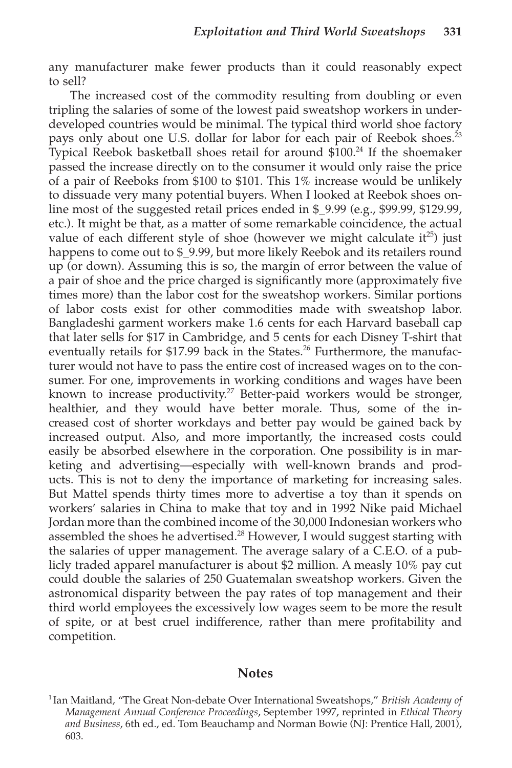any manufacturer make fewer products than it could reasonably expect to sell?

The increased cost of the commodity resulting from doubling or even tripling the salaries of some of the lowest paid sweatshop workers in underdeveloped countries would be minimal. The typical third world shoe factory pays only about one U.S. dollar for labor for each pair of Reebok shoes.[23] Typical Reebok basketball shoes retail for around $100.[24] If the shoemaker passed the increase directly on to the consumer it would only raise the price of a pair of Reeboks from $100 to $101. This 1% increase would be unlikely to dissuade very many potential buyers. When I looked at Reebok shoes online most of the suggested retail prices ended in $_9.99 (e.g., $99.99, $129.99, etc.). It might be that, as a matter of some remarkable coincidence, the actual value of each different style of shoe (however we might calculate it[25]) just happens to come out to $_9.99, but more likely Reebok and its retailers round up (or down). Assuming this is so, the margin of error between the value of a pair of shoe and the price charged is significantly more (approximately five times more) than the labor cost for the sweatshop workers. Similar portions of labor costs exist for other commodities made with sweatshop labor. Bangladeshi garment workers make 1.6 cents for each Harvard baseball cap that later sells for $17 in Cambridge, and 5 cents for each Disney T-shirt that eventually retails for $17.99 back in the States.[26] Furthermore, the manufacturer would not have to pass the entire cost of increased wages on to the consumer. For one, improvements in working conditions and wages have been known to increase productivity.[27] Better-paid workers would be stronger, healthier, and they would have better morale. Thus, some of the increased cost of shorter workdays and better pay would be gained back by increased output. Also, and more importantly, the increased costs could easily be absorbed elsewhere in the corporation. One possibility is in marketing and advertising—especially with well-known brands and products. This is not to deny the importance of marketing for increasing sales. But Mattel spends thirty times more to advertise a toy than it spends on workers' salaries in China to make that toy and in 1992 Nike paid Michael Jordan more than the combined income of the 30,000 Indonesian workers who assembled the shoes he advertised.[28] However, I would suggest starting with the salaries of upper management. The average salary of a C.E.O. of a publicly traded apparel manufacturer is about $2 million. A measly 10% pay cut could double the salaries of 250 Guatemalan sweatshop workers. Given the astronomical disparity between the pay rates of top management and their third world employees the excessively low wages seem to be more the result of spite, or at best cruel indifference, rather than mere profitability and competition.

## Notes

[1] Ian Maitland, "The Great Non-debate Over International Sweatshops," *British Academy of Management Annual Conference Proceedings*, September 1997, reprinted in *Ethical Theory and Business*, 6th ed., ed. Tom Beauchamp and Norman Bowie (NJ: Prentice Hall, 2001), 603.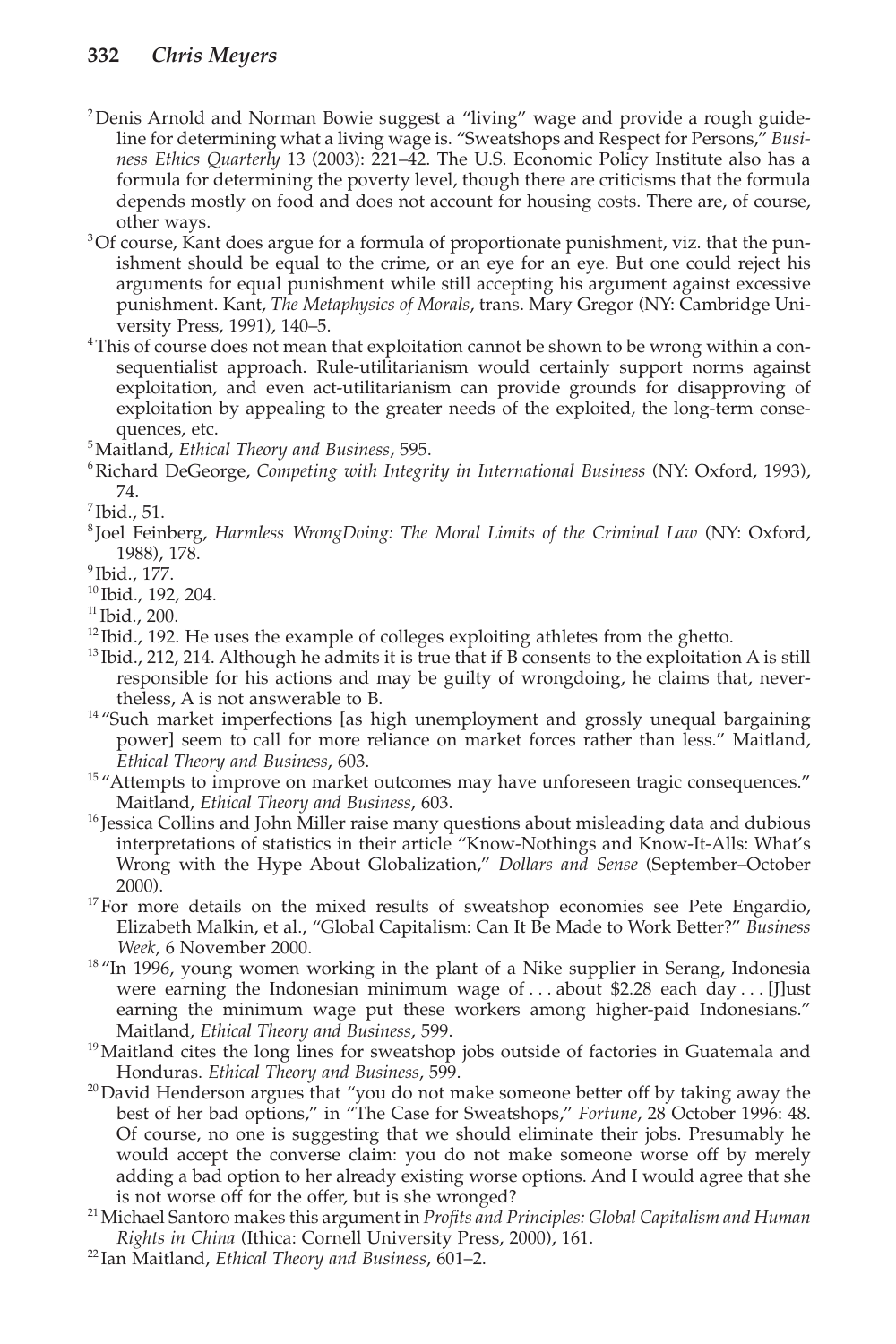[2] Denis Arnold and Norman Bowie suggest a "living" wage and provide a rough guideline for determining what a living wage is. "Sweatshops and Respect for Persons," *Business Ethics Quarterly* 13 (2003): 221–42. The U.S. Economic Policy Institute also has a formula for determining the poverty level, though there are criticisms that the formula depends mostly on food and does not account for housing costs. There are, of course, other ways.

[3] Of course, Kant does argue for a formula of proportionate punishment, viz. that the punishment should be equal to the crime, or an eye for an eye. But one could reject his arguments for equal punishment while still accepting his argument against excessive punishment. Kant, *The Metaphysics of Morals*, trans. Mary Gregor (NY: Cambridge University Press, 1991), 140–5.

[4] This of course does not mean that exploitation cannot be shown to be wrong within a consequentialist approach. Rule-utilitarianism would certainly support norms against exploitation, and even act-utilitarianism can provide grounds for disapproving of exploitation by appealing to the greater needs of the exploited, the long-term consequences, etc.

[5] Maitland, *Ethical Theory and Business*, 595.

[6] Richard DeGeorge, *Competing with Integrity in International Business* (NY: Oxford, 1993), 74.

[7] Ibid., 51.

[8] Joel Feinberg, *Harmless WrongDoing: The Moral Limits of the Criminal Law* (NY: Oxford, 1988), 178.

[9] Ibid., 177.

[10] Ibid., 192, 204.

[11] Ibid., 200.

[12] Ibid., 192. He uses the example of colleges exploiting athletes from the ghetto.

[13] Ibid., 212, 214. Although he admits it is true that if B consents to the exploitation A is still responsible for his actions and may be guilty of wrongdoing, he claims that, nevertheless, A is not answerable to B.

[14] "Such market imperfections [as high unemployment and grossly unequal bargaining power] seem to call for more reliance on market forces rather than less." Maitland, *Ethical Theory and Business*, 603.

[15] "Attempts to improve on market outcomes may have unforeseen tragic consequences." Maitland, *Ethical Theory and Business*, 603.

[16] Jessica Collins and John Miller raise many questions about misleading data and dubious interpretations of statistics in their article "Know-Nothings and Know-It-Alls: What's Wrong with the Hype About Globalization," *Dollars and Sense* (September–October 2000).

[17] For more details on the mixed results of sweatshop economies see Pete Engardio, Elizabeth Malkin, et al., "Global Capitalism: Can It Be Made to Work Better?" *Business Week*, 6 November 2000.

[18] "In 1996, young women working in the plant of a Nike supplier in Serang, Indonesia were earning the Indonesian minimum wage of . . . about $2.28 each day . . . [J]ust earning the minimum wage put these workers among higher-paid Indonesians." Maitland, *Ethical Theory and Business*, 599.

[19] Maitland cites the long lines for sweatshop jobs outside of factories in Guatemala and Honduras. *Ethical Theory and Business*, 599.

[20] David Henderson argues that "you do not make someone better off by taking away the best of her bad options," in "The Case for Sweatshops," *Fortune*, 28 October 1996: 48. Of course, no one is suggesting that we should eliminate their jobs. Presumably he would accept the converse claim: you do not make someone worse off by merely adding a bad option to her already existing worse options. And I would agree that she is not worse off for the offer, but is she wronged?

[21] Michael Santoro makes this argument in *Profits and Principles: Global Capitalism and Human Rights in China* (Ithica: Cornell University Press, 2000), 161.

[22] Ian Maitland, *Ethical Theory and Business*, 601–2.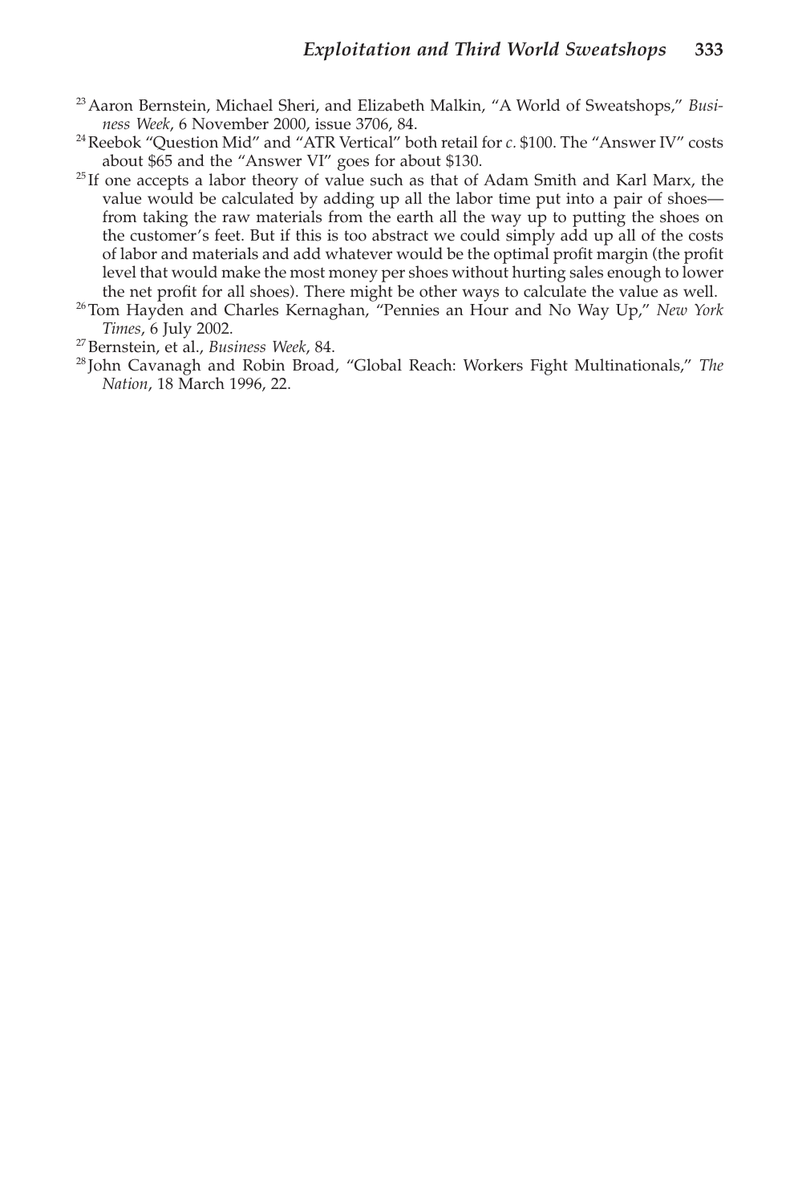[23] Aaron Bernstein, Michael Sheri, and Elizabeth Malkin, "A World of Sweatshops," *Business Week*, 6 November 2000, issue 3706, 84.

[24] Reebok "Question Mid" and "ATR Vertical" both retail for *c.* \$100. The "Answer IV" costs about \$65 and the "Answer VI" goes for about \$130.

[25] If one accepts a labor theory of value such as that of Adam Smith and Karl Marx, the value would be calculated by adding up all the labor time put into a pair of shoes—from taking the raw materials from the earth all the way up to putting the shoes on the customer's feet. But if this is too abstract we could simply add up all of the costs of labor and materials and add whatever would be the optimal profit margin (the profit level that would make the most money per shoes without hurting sales enough to lower the net profit for all shoes). There might be other ways to calculate the value as well.

[26] Tom Hayden and Charles Kernaghan, "Pennies an Hour and No Way Up," *New York Times*, 6 July 2002.

[27] Bernstein, et al., *Business Week*, 84.

[28] John Cavanagh and Robin Broad, "Global Reach: Workers Fight Multinationals," *The Nation*, 18 March 1996, 22.